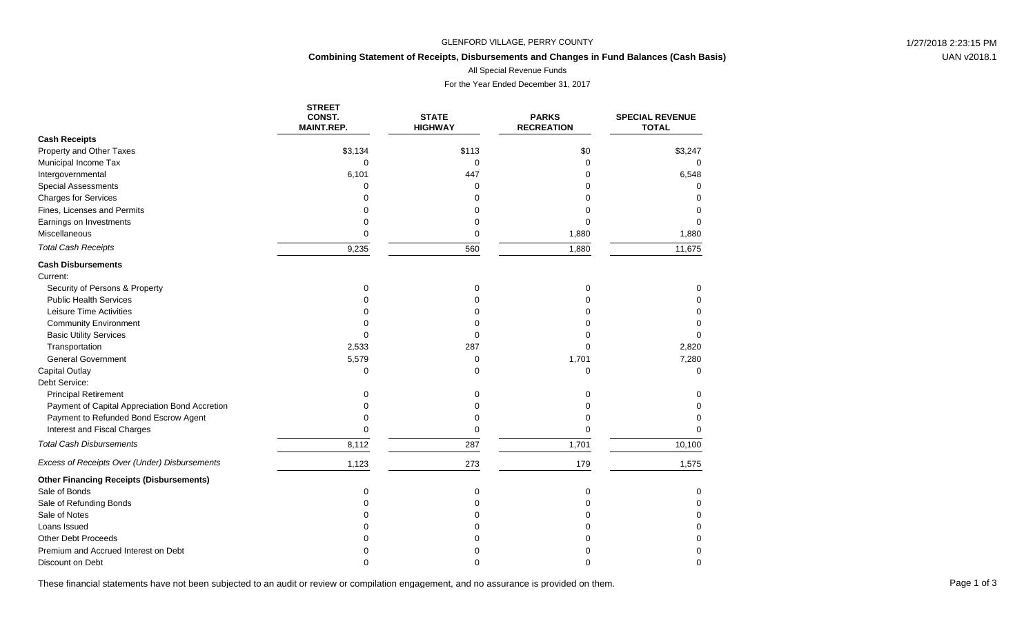GLENFORD VILLAGE, PERRY COUNTY

**Combining Statement of Receipts, Disbursements and Changes in Fund Balances (Cash Basis)**

All Special Revenue Funds

For the Year Ended December 31, 2017

| | STREET CONST. MAINT.REP. | STATE HIGHWAY | PARKS RECREATION | SPECIAL REVENUE TOTAL |
|---|---|---|---|---|
| **Cash Receipts** | | | | |
| Property and Other Taxes | $3,134 | $113 | $0 | $3,247 |
| Municipal Income Tax | 0 | 0 | 0 | 0 |
| Intergovernmental | 6,101 | 447 | 0 | 6,548 |
| Special Assessments | 0 | 0 | 0 | 0 |
| Charges for Services | 0 | 0 | 0 | 0 |
| Fines, Licenses and Permits | 0 | 0 | 0 | 0 |
| Earnings on Investments | 0 | 0 | 0 | 0 |
| Miscellaneous | 0 | 0 | 1,880 | 1,880 |
| *Total Cash Receipts* | 9,235 | 560 | 1,880 | 11,675 |
| **Cash Disbursements** | | | | |
| Current: | | | | |
| Security of Persons & Property | 0 | 0 | 0 | 0 |
| Public Health Services | 0 | 0 | 0 | 0 |
| Leisure Time Activities | 0 | 0 | 0 | 0 |
| Community Environment | 0 | 0 | 0 | 0 |
| Basic Utility Services | 0 | 0 | 0 | 0 |
| Transportation | 2,533 | 287 | 0 | 2,820 |
| General Government | 5,579 | 0 | 1,701 | 7,280 |
| Capital Outlay | 0 | 0 | 0 | 0 |
| Debt Service: | | | | |
| Principal Retirement | 0 | 0 | 0 | 0 |
| Payment of Capital Appreciation Bond Accretion | 0 | 0 | 0 | 0 |
| Payment to Refunded Bond Escrow Agent | 0 | 0 | 0 | 0 |
| Interest and Fiscal Charges | 0 | 0 | 0 | 0 |
| *Total Cash Disbursements* | 8,112 | 287 | 1,701 | 10,100 |
| *Excess of Receipts Over (Under) Disbursements* | 1,123 | 273 | 179 | 1,575 |
| **Other Financing Receipts (Disbursements)** | | | | |
| Sale of Bonds | 0 | 0 | 0 | 0 |
| Sale of Refunding Bonds | 0 | 0 | 0 | 0 |
| Sale of Notes | 0 | 0 | 0 | 0 |
| Loans Issued | 0 | 0 | 0 | 0 |
| Other Debt Proceeds | 0 | 0 | 0 | 0 |
| Premium and Accrued Interest on Debt | 0 | 0 | 0 | 0 |
| Discount on Debt | 0 | 0 | 0 | 0 |

These financial statements have not been subjected to an audit or review or compilation engagement, and no assurance is provided on them.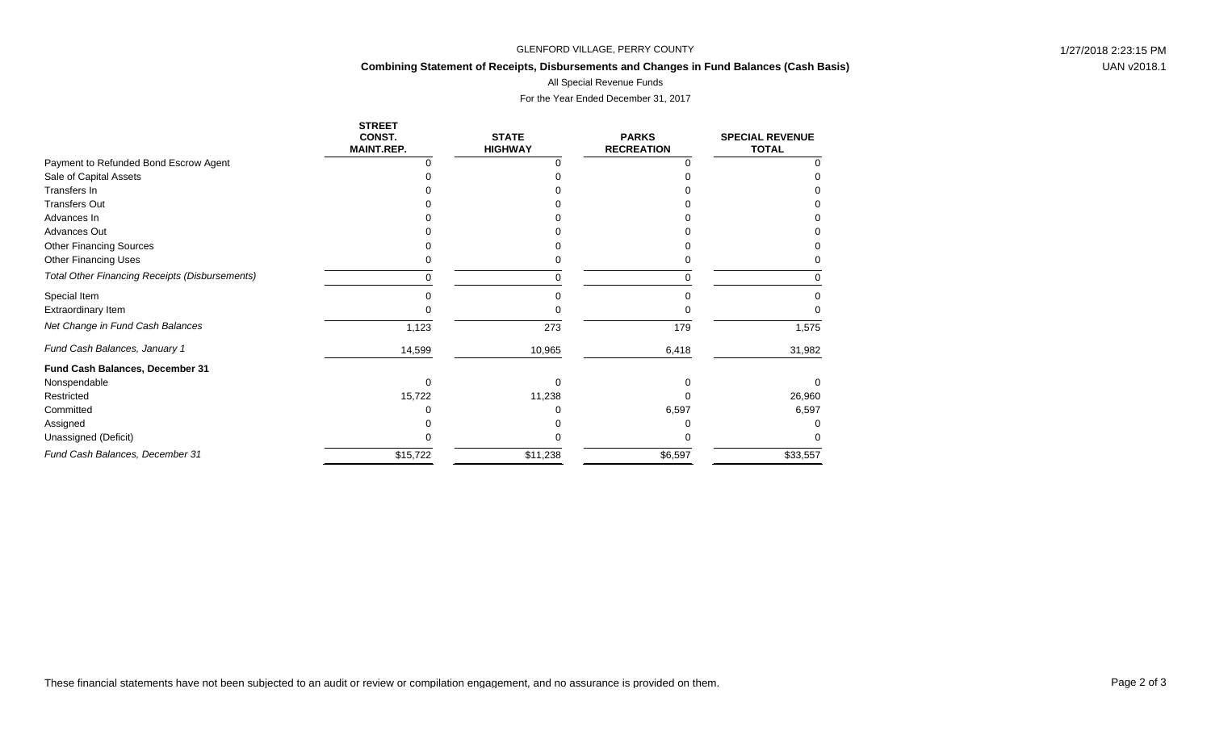GLENFORD VILLAGE, PERRY COUNTY

**Combining Statement of Receipts, Disbursements and Changes in Fund Balances (Cash Basis)**

All Special Revenue Funds

For the Year Ended December 31, 2017

| | STREET CONST. MAINT.REP. | STATE HIGHWAY | PARKS RECREATION | SPECIAL REVENUE TOTAL |
|---|---|---|---|---|
| Payment to Refunded Bond Escrow Agent | 0 | 0 | 0 | 0 |
| Sale of Capital Assets | 0 | 0 | 0 | 0 |
| Transfers In | 0 | 0 | 0 | 0 |
| Transfers Out | 0 | 0 | 0 | 0 |
| Advances In | 0 | 0 | 0 | 0 |
| Advances Out | 0 | 0 | 0 | 0 |
| Other Financing Sources | 0 | 0 | 0 | 0 |
| Other Financing Uses | 0 | 0 | 0 | 0 |
| *Total Other Financing Receipts (Disbursements)* | 0 | 0 | 0 | 0 |
| Special Item | 0 | 0 | 0 | 0 |
| Extraordinary Item | 0 | 0 | 0 | 0 |
| *Net Change in Fund Cash Balances* | 1,123 | 273 | 179 | 1,575 |
| *Fund Cash Balances, January 1* | 14,599 | 10,965 | 6,418 | 31,982 |
| **Fund Cash Balances, December 31** | | | | |
| Nonspendable | 0 | 0 | 0 | 0 |
| Restricted | 15,722 | 11,238 | 0 | 26,960 |
| Committed | 0 | 0 | 6,597 | 6,597 |
| Assigned | 0 | 0 | 0 | 0 |
| Unassigned (Deficit) | 0 | 0 | 0 | 0 |
| *Fund Cash Balances, December 31* | $15,722 | $11,238 | $6,597 | $33,557 |

These financial statements have not been subjected to an audit or review or compilation engagement, and no assurance is provided on them.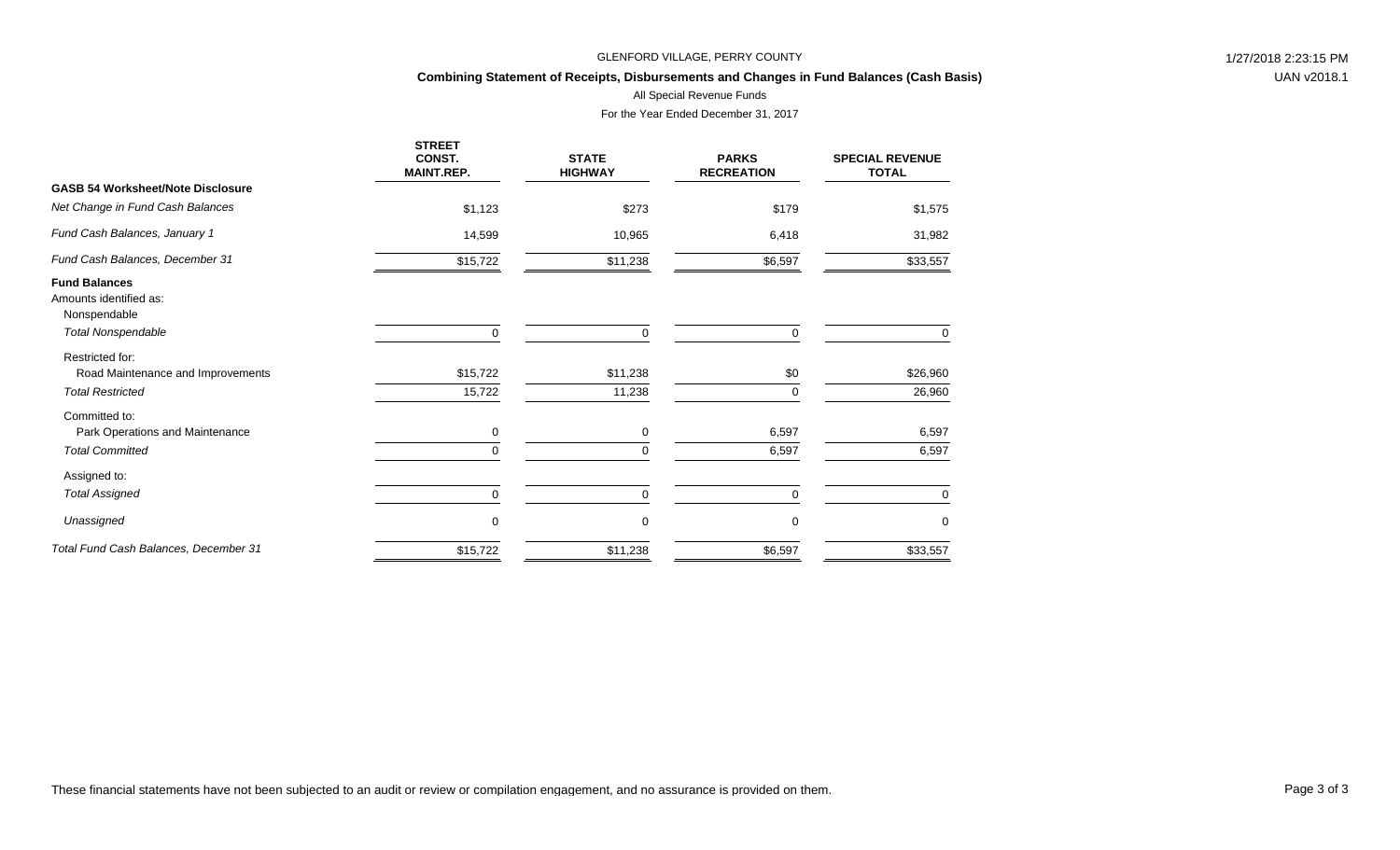GLENFORD VILLAGE, PERRY COUNTY

**Combining Statement of Receipts, Disbursements and Changes in Fund Balances (Cash Basis)**

All Special Revenue Funds

For the Year Ended December 31, 2017

| | STREET CONST. MAINT.REP. | STATE HIGHWAY | PARKS RECREATION | SPECIAL REVENUE TOTAL |
|---|---|---|---|---|
| **GASB 54 Worksheet/Note Disclosure** | | | | |
| *Net Change in Fund Cash Balances* | $1,123 | $273 | $179 | $1,575 |
| *Fund Cash Balances, January 1* | 14,599 | 10,965 | 6,418 | 31,982 |
| *Fund Cash Balances, December 31* | $15,722 | $11,238 | $6,597 | $33,557 |
| **Fund Balances** | | | | |
| Amounts identified as: | | | | |
| Nonspendable | | | | |
| *Total Nonspendable* | 0 | 0 | 0 | 0 |
| Restricted for: | | | | |
| Road Maintenance and Improvements | $15,722 | $11,238 | $0 | $26,960 |
| *Total Restricted* | 15,722 | 11,238 | 0 | 26,960 |
| Committed to: | | | | |
| Park Operations and Maintenance | 0 | 0 | 6,597 | 6,597 |
| *Total Committed* | 0 | 0 | 6,597 | 6,597 |
| Assigned to: | | | | |
| *Total Assigned* | 0 | 0 | 0 | 0 |
| *Unassigned* | 0 | 0 | 0 | 0 |
| *Total Fund Cash Balances, December 31* | $15,722 | $11,238 | $6,597 | $33,557 |

These financial statements have not been subjected to an audit or review or compilation engagement, and no assurance is provided on them.